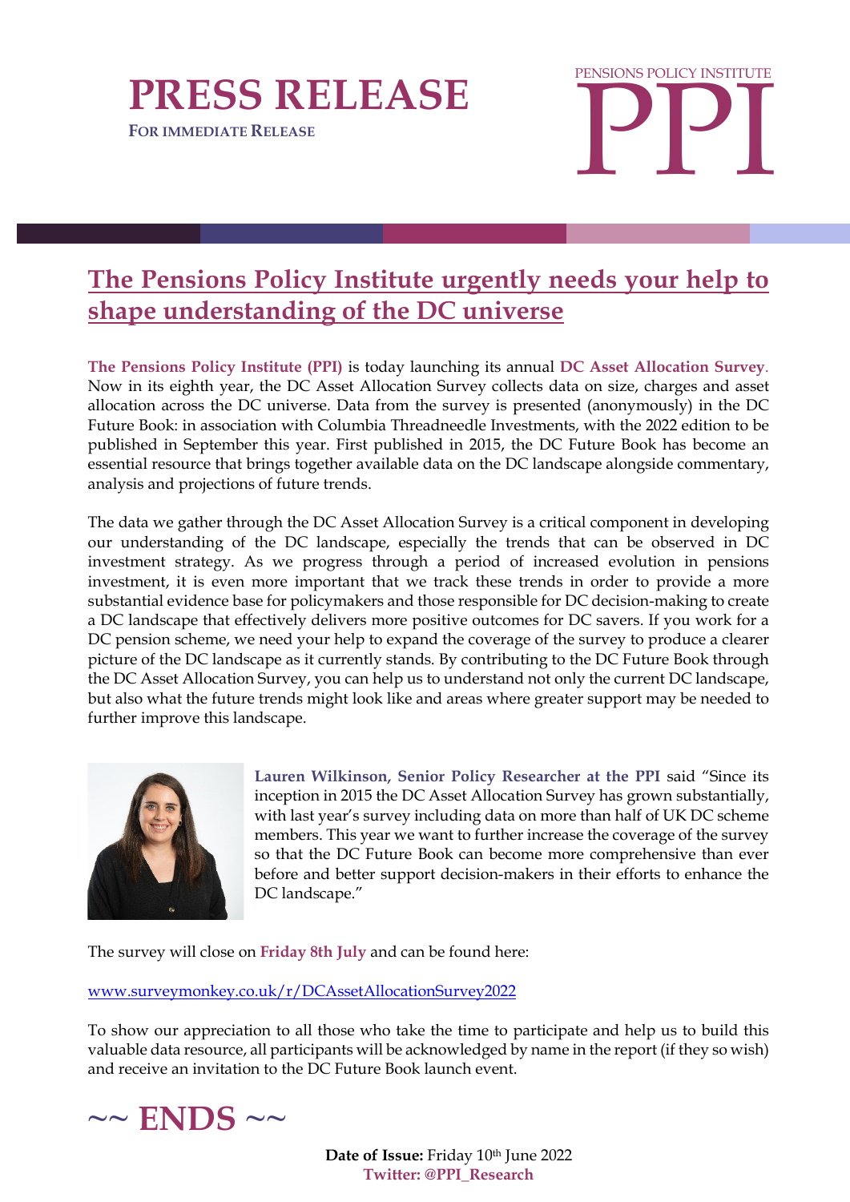# PRESS RELEASE

FOR IMMEDIATE RELEASE

PENSIONS POLICY INSTITUTE

PPI

## The Pensions Policy Institute urgently needs your help to shape understanding of the DC universe

**The Pensions Policy Institute (PPI)** is today launching its annual **DC Asset Allocation Survey**. Now in its eighth year, the DC Asset Allocation Survey collects data on size, charges and asset allocation across the DC universe. Data from the survey is presented (anonymously) in the DC Future Book: in association with Columbia Threadneedle Investments, with the 2022 edition to be published in September this year. First published in 2015, the DC Future Book has become an essential resource that brings together available data on the DC landscape alongside commentary, analysis and projections of future trends.

The data we gather through the DC Asset Allocation Survey is a critical component in developing our understanding of the DC landscape, especially the trends that can be observed in DC investment strategy. As we progress through a period of increased evolution in pensions investment, it is even more important that we track these trends in order to provide a more substantial evidence base for policymakers and those responsible for DC decision-making to create a DC landscape that effectively delivers more positive outcomes for DC savers. If you work for a DC pension scheme, we need your help to expand the coverage of the survey to produce a clearer picture of the DC landscape as it currently stands. By contributing to the DC Future Book through the DC Asset Allocation Survey, you can help us to understand not only the current DC landscape, but also what the future trends might look like and areas where greater support may be needed to further improve this landscape.

**Lauren Wilkinson, Senior Policy Researcher at the PPI** said "Since its inception in 2015 the DC Asset Allocation Survey has grown substantially, with last year's survey including data on more than half of UK DC scheme members. This year we want to further increase the coverage of the survey so that the DC Future Book can become more comprehensive than ever before and better support decision-makers in their efforts to enhance the DC landscape."

The survey will close on **Friday 8th July** and can be found here:

www.surveymonkey.co.uk/r/DCAssetAllocationSurvey2022

To show our appreciation to all those who take the time to participate and help us to build this valuable data resource, all participants will be acknowledged by name in the report (if they so wish) and receive an invitation to the DC Future Book launch event.

**~~ ENDS ~~**

**Date of Issue:** Friday 10th June 2022

**Twitter: @PPI_Research**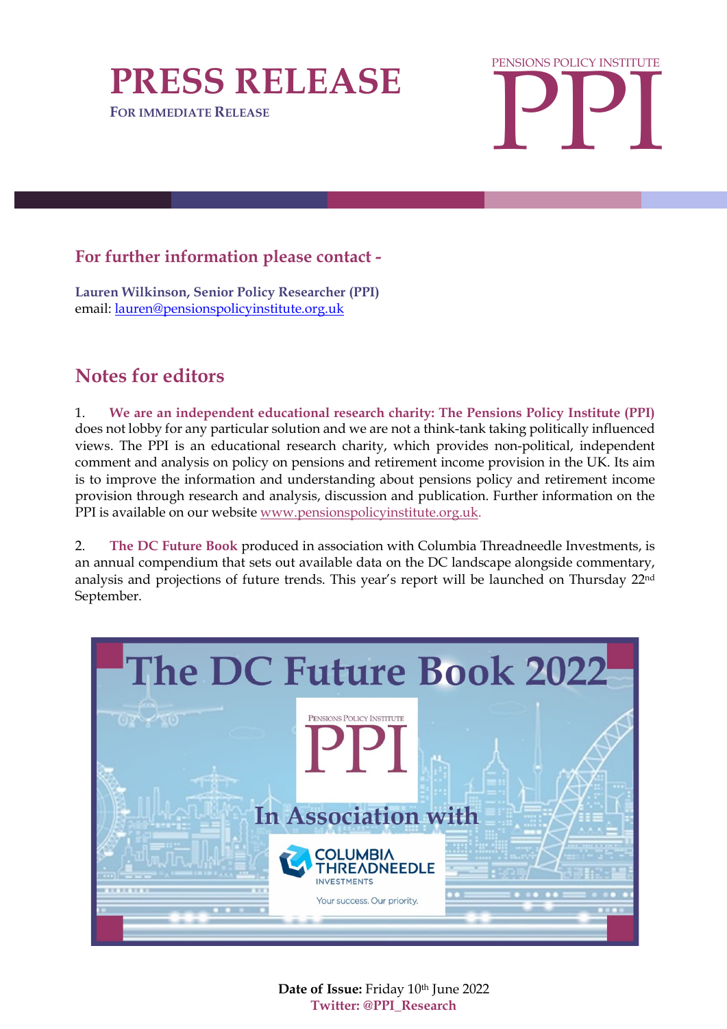# PRESS RELEASE

FOR IMMEDIATE RELEASE

PENSIONS POLICY INSTITUTE

PPI

## For further information please contact -

**Lauren Wilkinson, Senior Policy Researcher (PPI)**
email: lauren@pensionspolicyinstitute.org.uk

## Notes for editors

1. **We are an independent educational research charity: The Pensions Policy Institute (PPI)** does not lobby for any particular solution and we are not a think-tank taking politically influenced views. The PPI is an educational research charity, which provides non-political, independent comment and analysis on policy on pensions and retirement income provision in the UK. Its aim is to improve the information and understanding about pensions policy and retirement income provision through research and analysis, discussion and publication. Further information on the PPI is available on our website www.pensionspolicyinstitute.org.uk.

2. **The DC Future Book** produced in association with Columbia Threadneedle Investments, is an annual compendium that sets out available data on the DC landscape alongside commentary, analysis and projections of future trends. This year's report will be launched on Thursday 22nd September.

The DC Future Book 2022

PENSIONS POLICY INSTITUTE
PPI

In Association with

COLUMBIA THREADNEEDLE INVESTMENTS

Your success. Our priority.

**Date of Issue:** Friday 10th June 2022

**Twitter: @PPI_Research**